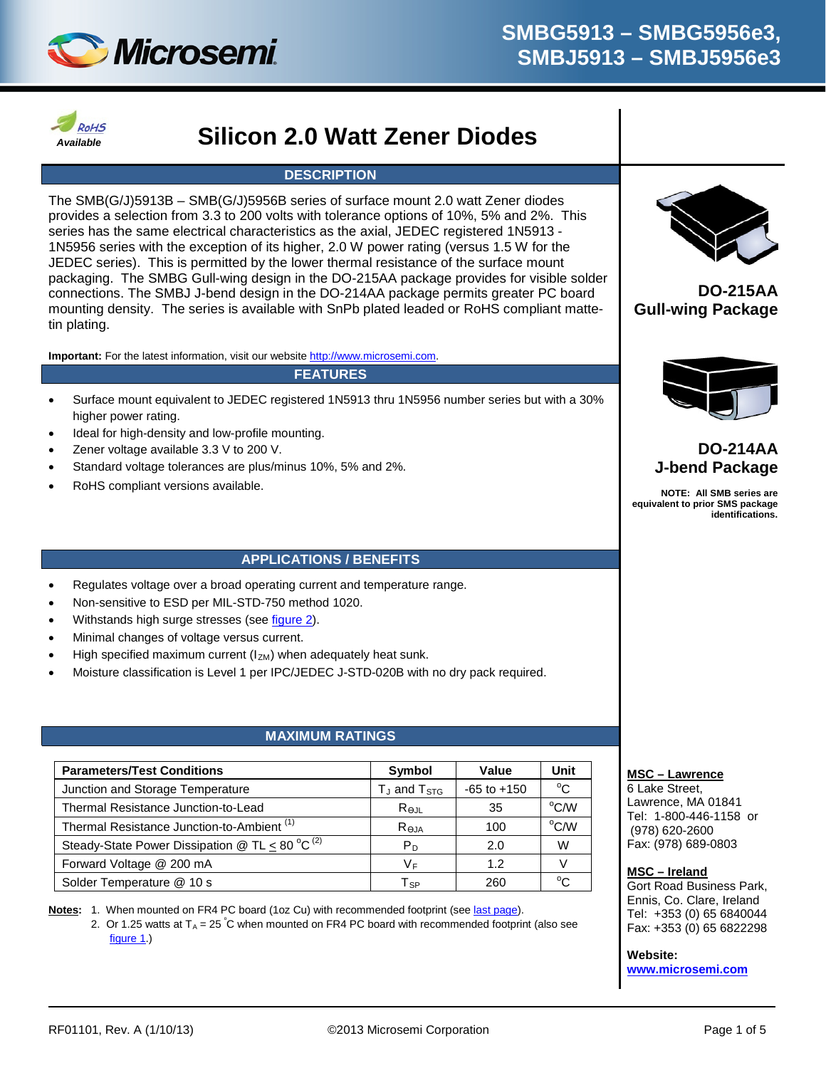# SMBG5913 – SMBG5956e3, SMBJ5913 – SMBJ5956e3

RoHS Available

# Silicon 2.0 Watt Zener Diodes

## DESCRIPTION

The SMB(G/J)5913B – SMB(G/J)5956B series of surface mount 2.0 watt Zener diodes provides a selection from 3.3 to 200 volts with tolerance options of 10%, 5% and 2%. This series has the same electrical characteristics as the axial, JEDEC registered 1N5913 - 1N5956 series with the exception of its higher, 2.0 W power rating (versus 1.5 W for the JEDEC series). This is permitted by the lower thermal resistance of the surface mount packaging. The SMBG Gull-wing design in the DO-215AA package provides for visible solder connections. The SMBJ J-bend design in the DO-214AA package permits greater PC board mounting density. The series is available with SnPb plated leaded or RoHS compliant matte-tin plating.

**Important:** For the latest information, visit our website http://www.microsemi.com.

**DO-215AA Gull-wing Package**

**DO-214AA J-bend Package**

**NOTE: All SMB series are equivalent to prior SMS package identifications.**

## FEATURES

- Surface mount equivalent to JEDEC registered 1N5913 thru 1N5956 number series but with a 30% higher power rating.
- Ideal for high-density and low-profile mounting.
- Zener voltage available 3.3 V to 200 V.
- Standard voltage tolerances are plus/minus 10%, 5% and 2%.
- RoHS compliant versions available.

## APPLICATIONS / BENEFITS

- Regulates voltage over a broad operating current and temperature range.
- Non-sensitive to ESD per MIL-STD-750 method 1020.
- Withstands high surge stresses (see figure 2).
- Minimal changes of voltage versus current.
- High specified maximum current ($I_{ZM}$) when adequately heat sunk.
- Moisture classification is Level 1 per IPC/JEDEC J-STD-020B with no dry pack required.

## MAXIMUM RATINGS

| Parameters/Test Conditions | Symbol | Value | Unit |
|---|---|---|---|
| Junction and Storage Temperature | $T_J$ and $T_{STG}$ | -65 to +150 | °C |
| Thermal Resistance Junction-to-Lead | $R_{\Theta JL}$ | 35 | °C/W |
| Thermal Resistance Junction-to-Ambient (1) | $R_{\Theta JA}$ | 100 | °C/W |
| Steady-State Power Dissipation @ TL ≤ 80 °C (2) | $P_D$ | 2.0 | W |
| Forward Voltage @ 200 mA | $V_F$ | 1.2 | V |
| Solder Temperature @ 10 s | $T_{SP}$ | 260 | °C |

**Notes:**
1. When mounted on FR4 PC board (1oz Cu) with recommended footprint (see last page).
2. Or 1.25 watts at $T_A$ = 25 °C when mounted on FR4 PC board with recommended footprint (also see figure 1.)

**MSC – Lawrence**
6 Lake Street,
Lawrence, MA 01841
Tel: 1-800-446-1158 or (978) 620-2600
Fax: (978) 689-0803

**MSC – Ireland**
Gort Road Business Park,
Ennis, Co. Clare, Ireland
Tel: +353 (0) 65 6840044
Fax: +353 (0) 65 6822298

**Website:**
**www.microsemi.com**

RF01101, Rev. A (1/10/13) ©2013 Microsemi Corporation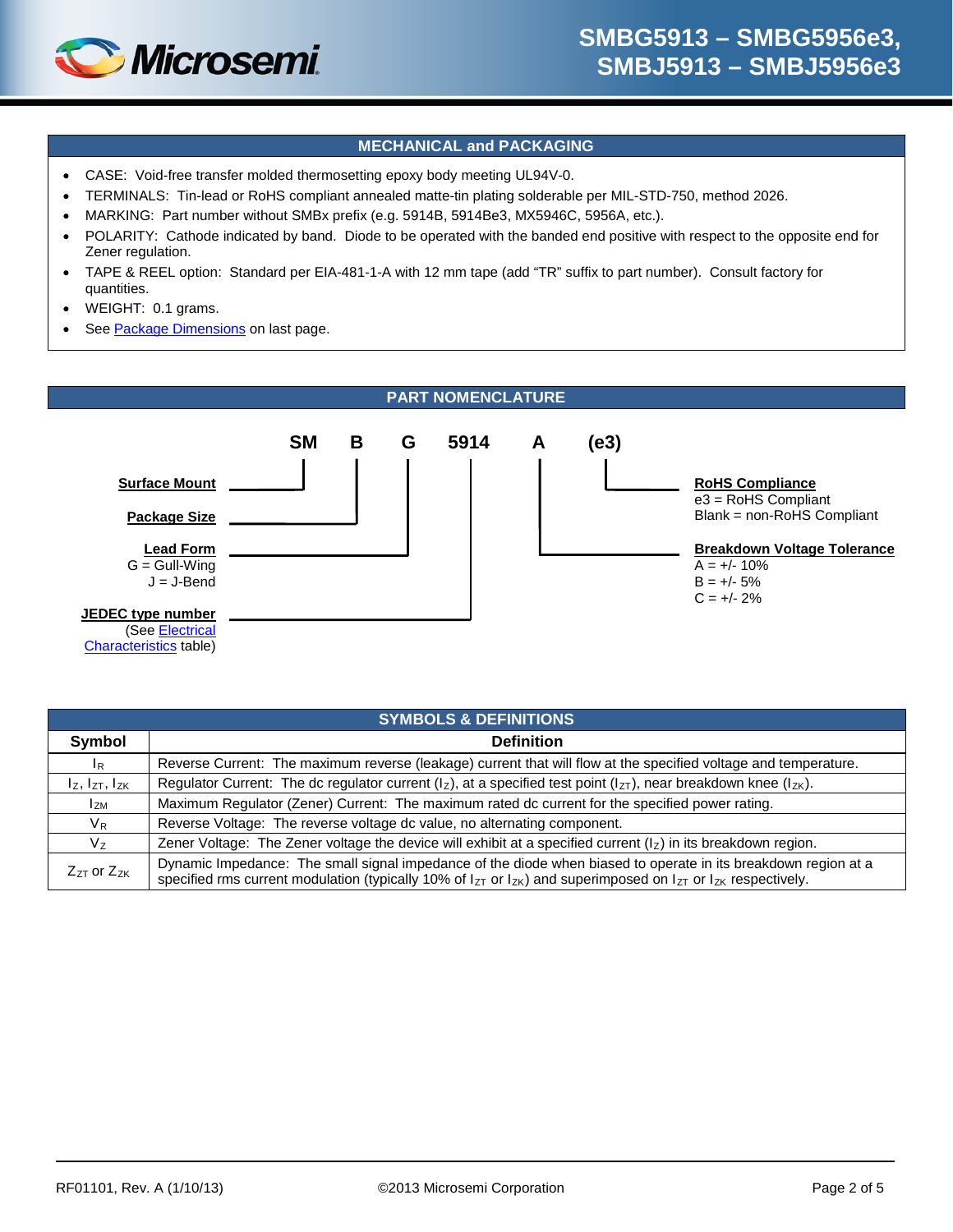## MECHANICAL and PACKAGING

- CASE: Void-free transfer molded thermosetting epoxy body meeting UL94V-0.
- TERMINALS: Tin-lead or RoHS compliant annealed matte-tin plating solderable per MIL-STD-750, method 2026.
- MARKING: Part number without SMBx prefix (e.g. 5914B, 5914Be3, MX5946C, 5956A, etc.).
- POLARITY: Cathode indicated by band. Diode to be operated with the banded end positive with respect to the opposite end for Zener regulation.
- TAPE & REEL option: Standard per EIA-481-1-A with 12 mm tape (add "TR" suffix to part number). Consult factory for quantities.
- WEIGHT: 0.1 grams.
- See Package Dimensions on last page.

## PART NOMENCLATURE

**SM B G 5914 A (e3)**

- **Surface Mount** — SM
- **Package Size** — B
- **Lead Form** — G
  - G = Gull-Wing
  - J = J-Bend
- **JEDEC type number** — 5914
  - (See Electrical Characteristics table)
- **Breakdown Voltage Tolerance** — A
  - A = +/- 10%
  - B = +/- 5%
  - C = +/- 2%
- **RoHS Compliance** — (e3)
  - e3 = RoHS Compliant
  - Blank = non-RoHS Compliant

## SYMBOLS & DEFINITIONS

| Symbol | Definition |
|---|---|
| $I_R$ | Reverse Current: The maximum reverse (leakage) current that will flow at the specified voltage and temperature. |
| $I_Z$, $I_{ZT}$, $I_{ZK}$ | Regulator Current: The dc regulator current ($I_Z$), at a specified test point ($I_{ZT}$), near breakdown knee ($I_{ZK}$). |
| $I_{ZM}$ | Maximum Regulator (Zener) Current: The maximum rated dc current for the specified power rating. |
| $V_R$ | Reverse Voltage: The reverse voltage dc value, no alternating component. |
| $V_Z$ | Zener Voltage: The Zener voltage the device will exhibit at a specified current ($I_Z$) in its breakdown region. |
| $Z_{ZT}$ or $Z_{ZK}$ | Dynamic Impedance: The small signal impedance of the diode when biased to operate in its breakdown region at a specified rms current modulation (typically 10% of $I_{ZT}$ or $I_{ZK}$) and superimposed on $I_{ZT}$ or $I_{ZK}$ respectively. |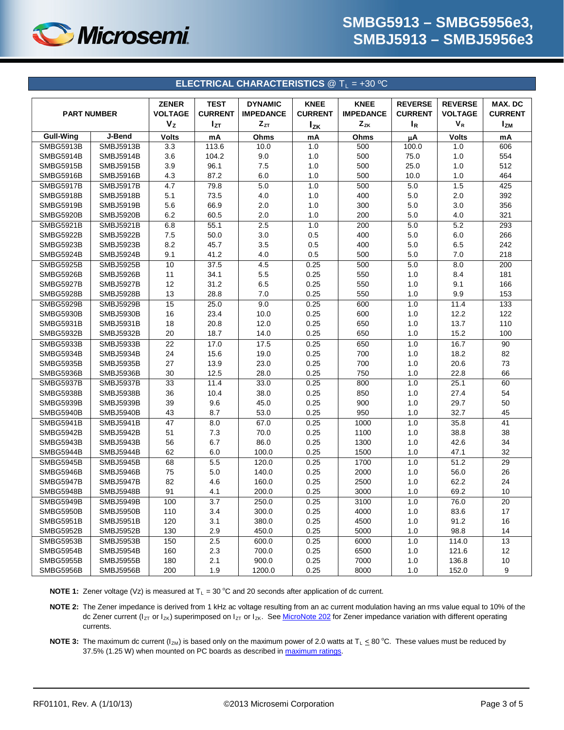## ELECTRICAL CHARACTERISTICS @ $T_L$ = +30 ºC

| PART NUMBER | | ZENER VOLTAGE $V_Z$ | TEST CURRENT $I_{ZT}$ | DYNAMIC IMPEDANCE $Z_{ZT}$ | KNEE CURRENT $I_{ZK}$ | KNEE IMPEDANCE $Z_{ZK}$ | REVERSE CURRENT $I_R$ | REVERSE VOLTAGE $V_R$ | MAX. DC CURRENT $I_{ZM}$ |
|---|---|---|---|---|---|---|---|---|---|
| Gull-Wing | J-Bend | Volts | mA | Ohms | mA | Ohms | µA | Volts | mA |
| SMBG5913B | SMBJ5913B | 3.3 | 113.6 | 10.0 | 1.0 | 500 | 100.0 | 1.0 | 606 |
| SMBG5914B | SMBJ5914B | 3.6 | 104.2 | 9.0 | 1.0 | 500 | 75.0 | 1.0 | 554 |
| SMBG5915B | SMBJ5915B | 3.9 | 96.1 | 7.5 | 1.0 | 500 | 25.0 | 1.0 | 512 |
| SMBG5916B | SMBJ5916B | 4.3 | 87.2 | 6.0 | 1.0 | 500 | 10.0 | 1.0 | 464 |
| SMBG5917B | SMBJ5917B | 4.7 | 79.8 | 5.0 | 1.0 | 500 | 5.0 | 1.5 | 425 |
| SMBG5918B | SMBJ5918B | 5.1 | 73.5 | 4.0 | 1.0 | 400 | 5.0 | 2.0 | 392 |
| SMBG5919B | SMBJ5919B | 5.6 | 66.9 | 2.0 | 1.0 | 300 | 5.0 | 3.0 | 356 |
| SMBG5920B | SMBJ5920B | 6.2 | 60.5 | 2.0 | 1.0 | 200 | 5.0 | 4.0 | 321 |
| SMBG5921B | SMBJ5921B | 6.8 | 55.1 | 2.5 | 1.0 | 200 | 5.0 | 5.2 | 293 |
| SMBG5922B | SMBJ5922B | 7.5 | 50.0 | 3.0 | 0.5 | 400 | 5.0 | 6.0 | 266 |
| SMBG5923B | SMBJ5923B | 8.2 | 45.7 | 3.5 | 0.5 | 400 | 5.0 | 6.5 | 242 |
| SMBG5924B | SMBJ5924B | 9.1 | 41.2 | 4.0 | 0.5 | 500 | 5.0 | 7.0 | 218 |
| SMBG5925B | SMBJ5925B | 10 | 37.5 | 4.5 | 0.25 | 500 | 5.0 | 8.0 | 200 |
| SMBG5926B | SMBJ5926B | 11 | 34.1 | 5.5 | 0.25 | 550 | 1.0 | 8.4 | 181 |
| SMBG5927B | SMBJ5927B | 12 | 31.2 | 6.5 | 0.25 | 550 | 1.0 | 9.1 | 166 |
| SMBG5928B | SMBJ5928B | 13 | 28.8 | 7.0 | 0.25 | 550 | 1.0 | 9.9 | 153 |
| SMBG5929B | SMBJ5929B | 15 | 25.0 | 9.0 | 0.25 | 600 | 1.0 | 11.4 | 133 |
| SMBG5930B | SMBJ5930B | 16 | 23.4 | 10.0 | 0.25 | 600 | 1.0 | 12.2 | 122 |
| SMBG5931B | SMBJ5931B | 18 | 20.8 | 12.0 | 0.25 | 650 | 1.0 | 13.7 | 110 |
| SMBG5932B | SMBJ5932B | 20 | 18.7 | 14.0 | 0.25 | 650 | 1.0 | 15.2 | 100 |
| SMBG5933B | SMBJ5933B | 22 | 17.0 | 17.5 | 0.25 | 650 | 1.0 | 16.7 | 90 |
| SMBG5934B | SMBJ5934B | 24 | 15.6 | 19.0 | 0.25 | 700 | 1.0 | 18.2 | 82 |
| SMBG5935B | SMBJ5935B | 27 | 13.9 | 23.0 | 0.25 | 700 | 1.0 | 20.6 | 73 |
| SMBG5936B | SMBJ5936B | 30 | 12.5 | 28.0 | 0.25 | 750 | 1.0 | 22.8 | 66 |
| SMBG5937B | SMBJ5937B | 33 | 11.4 | 33.0 | 0.25 | 800 | 1.0 | 25.1 | 60 |
| SMBG5938B | SMBJ5938B | 36 | 10.4 | 38.0 | 0.25 | 850 | 1.0 | 27.4 | 54 |
| SMBG5939B | SMBJ5939B | 39 | 9.6 | 45.0 | 0.25 | 900 | 1.0 | 29.7 | 50 |
| SMBG5940B | SMBJ5940B | 43 | 8.7 | 53.0 | 0.25 | 950 | 1.0 | 32.7 | 45 |
| SMBG5941B | SMBJ5941B | 47 | 8.0 | 67.0 | 0.25 | 1000 | 1.0 | 35.8 | 41 |
| SMBG5942B | SMBJ5942B | 51 | 7.3 | 70.0 | 0.25 | 1100 | 1.0 | 38.8 | 38 |
| SMBG5943B | SMBJ5943B | 56 | 6.7 | 86.0 | 0.25 | 1300 | 1.0 | 42.6 | 34 |
| SMBG5944B | SMBJ5944B | 62 | 6.0 | 100.0 | 0.25 | 1500 | 1.0 | 47.1 | 32 |
| SMBG5945B | SMBJ5945B | 68 | 5.5 | 120.0 | 0.25 | 1700 | 1.0 | 51.2 | 29 |
| SMBG5946B | SMBJ5946B | 75 | 5.0 | 140.0 | 0.25 | 2000 | 1.0 | 56.0 | 26 |
| SMBG5947B | SMBJ5947B | 82 | 4.6 | 160.0 | 0.25 | 2500 | 1.0 | 62.2 | 24 |
| SMBG5948B | SMBJ5948B | 91 | 4.1 | 200.0 | 0.25 | 3000 | 1.0 | 69.2 | 10 |
| SMBG5949B | SMBJ5949B | 100 | 3.7 | 250.0 | 0.25 | 3100 | 1.0 | 76.0 | 20 |
| SMBG5950B | SMBJ5950B | 110 | 3.4 | 300.0 | 0.25 | 4000 | 1.0 | 83.6 | 17 |
| SMBG5951B | SMBJ5951B | 120 | 3.1 | 380.0 | 0.25 | 4500 | 1.0 | 91.2 | 16 |
| SMBG5952B | SMBJ5952B | 130 | 2.9 | 450.0 | 0.25 | 5000 | 1.0 | 98.8 | 14 |
| SMBG5953B | SMBJ5953B | 150 | 2.5 | 600.0 | 0.25 | 6000 | 1.0 | 114.0 | 13 |
| SMBG5954B | SMBJ5954B | 160 | 2.3 | 700.0 | 0.25 | 6500 | 1.0 | 121.6 | 12 |
| SMBG5955B | SMBJ5955B | 180 | 2.1 | 900.0 | 0.25 | 7000 | 1.0 | 136.8 | 10 |
| SMBG5956B | SMBJ5956B | 200 | 1.9 | 1200.0 | 0.25 | 8000 | 1.0 | 152.0 | 9 |

**NOTE 1:** Zener voltage (Vz) is measured at $T_L$ = 30 °C and 20 seconds after application of dc current.

**NOTE 2:** The Zener impedance is derived from 1 kHz ac voltage resulting from an ac current modulation having an rms value equal to 10% of the dc Zener current ($I_{ZT}$ or $I_{ZK}$) superimposed on $I_{ZT}$ or $I_{ZK}$. See MicroNote 202 for Zener impedance variation with different operating currents.

**NOTE 3:** The maximum dc current ($I_{ZM}$) is based only on the maximum power of 2.0 watts at $T_L \leq 80$ °C. These values must be reduced by 37.5% (1.25 W) when mounted on PC boards as described in maximum ratings.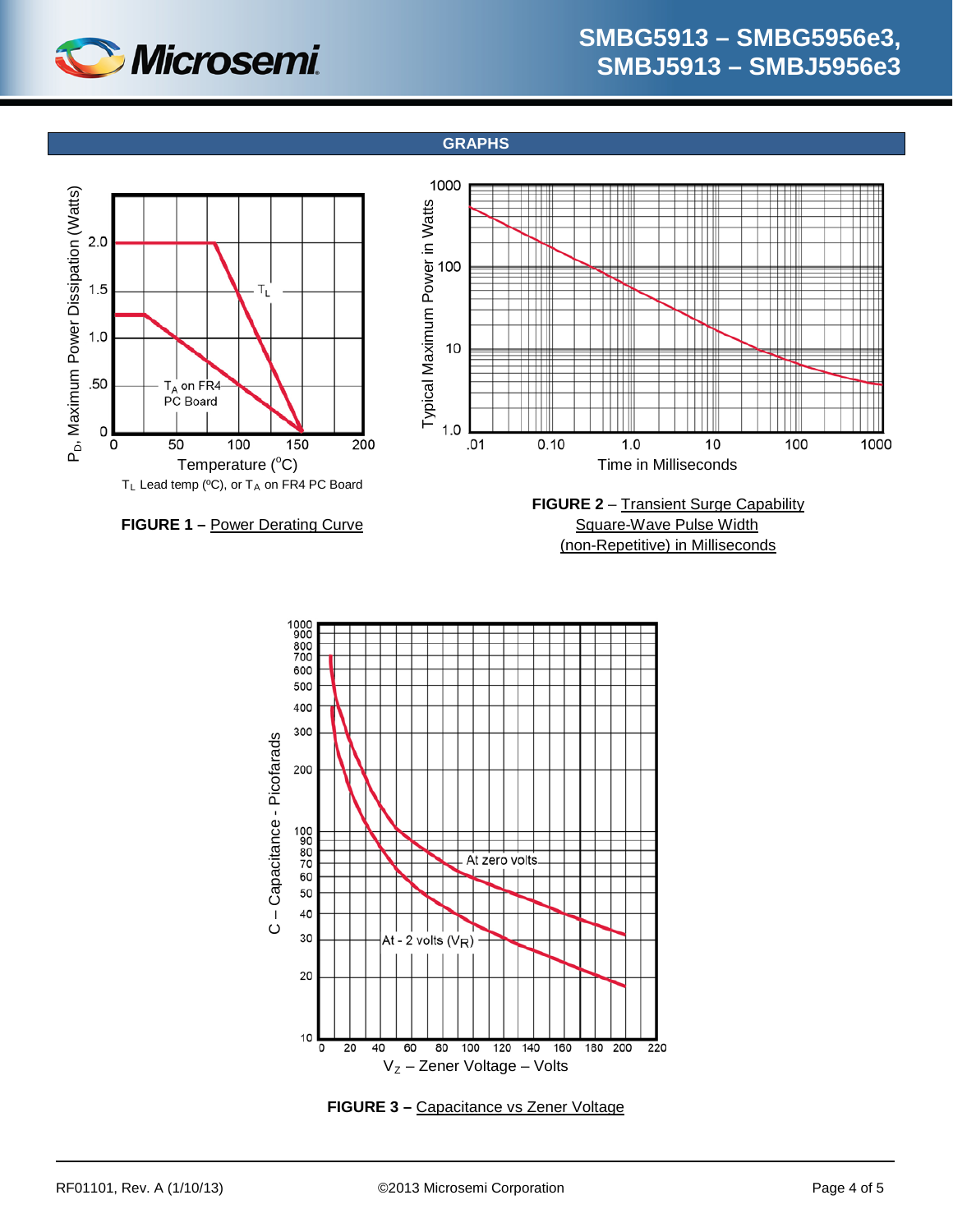## GRAPHS

**FIGURE 1 –** Power Derating Curve

**FIGURE 2** – Transient Surge Capability Square-Wave Pulse Width (non-Repetitive) in Milliseconds

**FIGURE 3 –** Capacitance vs Zener Voltage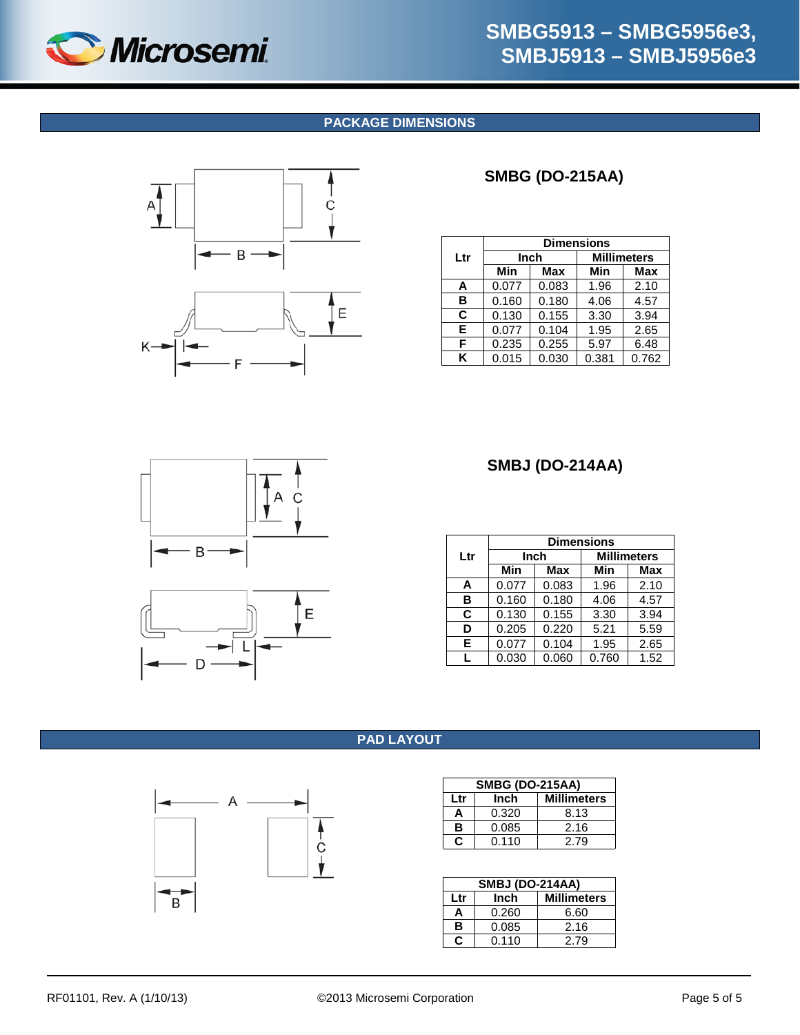## PACKAGE DIMENSIONS

### SMBG (DO-215AA)

| Ltr | Dimensions | | | |
|---|---|---|---|---|
| | Inch | | Millimeters | |
| | Min | Max | Min | Max |
| A | 0.077 | 0.083 | 1.96 | 2.10 |
| B | 0.160 | 0.180 | 4.06 | 4.57 |
| C | 0.130 | 0.155 | 3.30 | 3.94 |
| E | 0.077 | 0.104 | 1.95 | 2.65 |
| F | 0.235 | 0.255 | 5.97 | 6.48 |
| K | 0.015 | 0.030 | 0.381 | 0.762 |

### SMBJ (DO-214AA)

| Ltr | Dimensions | | | |
|---|---|---|---|---|
| | Inch | | Millimeters | |
| | Min | Max | Min | Max |
| A | 0.077 | 0.083 | 1.96 | 2.10 |
| B | 0.160 | 0.180 | 4.06 | 4.57 |
| C | 0.130 | 0.155 | 3.30 | 3.94 |
| D | 0.205 | 0.220 | 5.21 | 5.59 |
| E | 0.077 | 0.104 | 1.95 | 2.65 |
| L | 0.030 | 0.060 | 0.760 | 1.52 |

## PAD LAYOUT

| SMBG (DO-215AA) | | |
|---|---|---|
| Ltr | Inch | Millimeters |
| A | 0.320 | 8.13 |
| B | 0.085 | 2.16 |
| C | 0.110 | 2.79 |

| SMBJ (DO-214AA) | | |
|---|---|---|
| Ltr | Inch | Millimeters |
| A | 0.260 | 6.60 |
| B | 0.085 | 2.16 |
| C | 0.110 | 2.79 |

RF01101, Rev. A (1/10/13) ©2013 Microsemi Corporation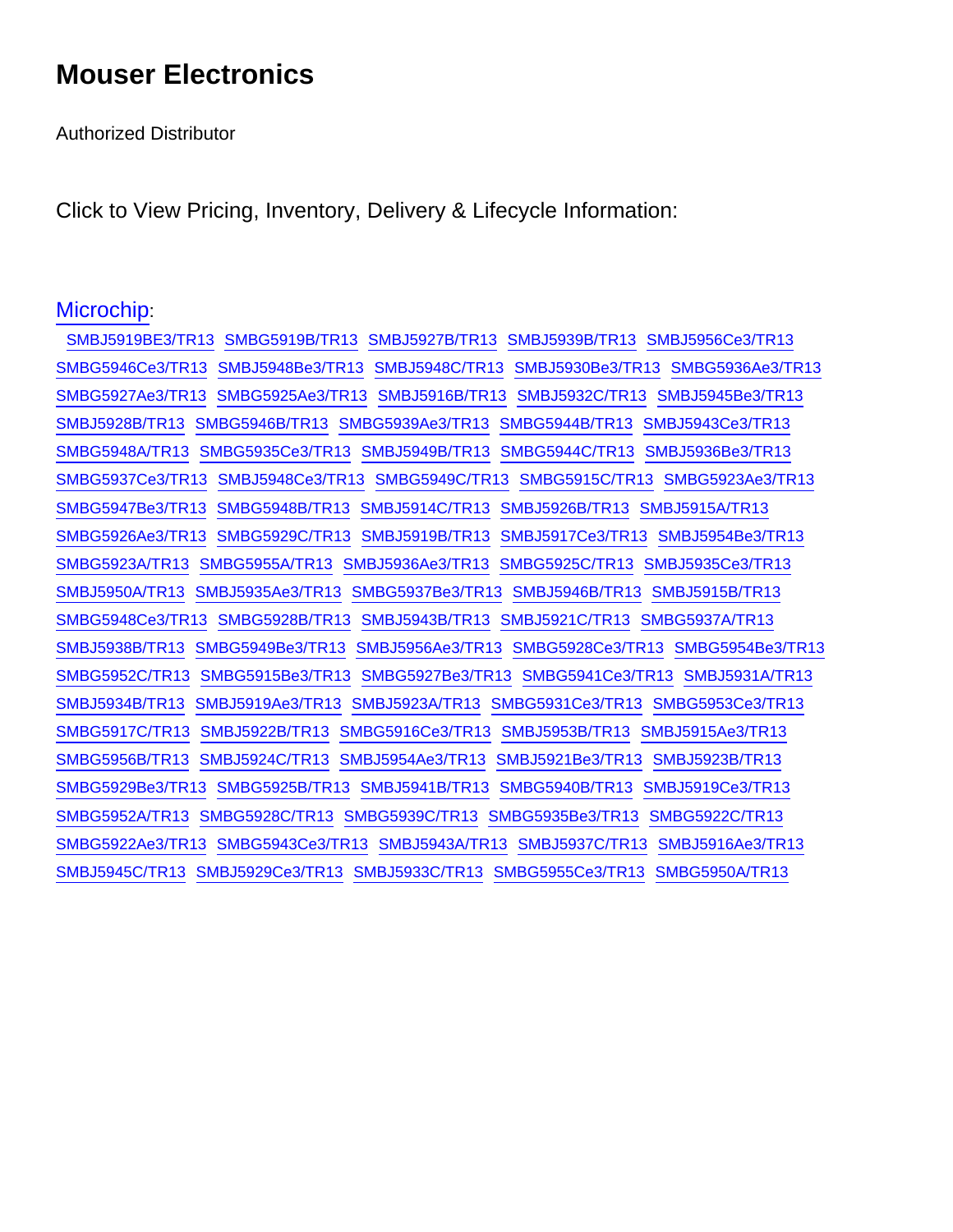# Mouser Electronics

Authorized Distributor

Click to View Pricing, Inventory, Delivery & Lifecycle Information:

Microchip:

SMBJ5919BE3/TR13 SMBG5919B/TR13 SMBJ5927B/TR13 SMBJ5939B/TR13 SMBJ5956Ce3/TR13 SMBG5946Ce3/TR13 SMBJ5948Be3/TR13 SMBJ5948C/TR13 SMBJ5930Be3/TR13 SMBG5936Ae3/TR13 SMBG5927Ae3/TR13 SMBG5925Ae3/TR13 SMBJ5916B/TR13 SMBJ5932C/TR13 SMBJ5945Be3/TR13 SMBJ5928B/TR13 SMBG5946B/TR13 SMBG5939Ae3/TR13 SMBG5944B/TR13 SMBJ5943Ce3/TR13 SMBG5948A/TR13 SMBG5935Ce3/TR13 SMBJ5949B/TR13 SMBG5944C/TR13 SMBJ5936Be3/TR13 SMBG5937Ce3/TR13 SMBJ5948Ce3/TR13 SMBG5949C/TR13 SMBG5915C/TR13 SMBG5923Ae3/TR13 SMBG5947Be3/TR13 SMBG5948B/TR13 SMBJ5914C/TR13 SMBJ5926B/TR13 SMBJ5915A/TR13 SMBG5926Ae3/TR13 SMBG5929C/TR13 SMBJ5919B/TR13 SMBJ5917Ce3/TR13 SMBJ5954Be3/TR13 SMBG5923A/TR13 SMBG5955A/TR13 SMBJ5936Ae3/TR13 SMBG5925C/TR13 SMBJ5935Ce3/TR13 SMBJ5950A/TR13 SMBJ5935Ae3/TR13 SMBG5937Be3/TR13 SMBJ5946B/TR13 SMBJ5915B/TR13 SMBG5948Ce3/TR13 SMBG5928B/TR13 SMBJ5943B/TR13 SMBJ5921C/TR13 SMBG5937A/TR13 SMBJ5938B/TR13 SMBG5949Be3/TR13 SMBJ5956Ae3/TR13 SMBG5928Ce3/TR13 SMBG5954Be3/TR13 SMBG5952C/TR13 SMBG5915Be3/TR13 SMBG5927Be3/TR13 SMBG5941Ce3/TR13 SMBJ5931A/TR13 SMBJ5934B/TR13 SMBJ5919Ae3/TR13 SMBJ5923A/TR13 SMBG5931Ce3/TR13 SMBG5953Ce3/TR13 SMBG5917C/TR13 SMBJ5922B/TR13 SMBG5916Ce3/TR13 SMBJ5953B/TR13 SMBJ5915Ae3/TR13 SMBG5956B/TR13 SMBJ5924C/TR13 SMBJ5954Ae3/TR13 SMBJ5921Be3/TR13 SMBJ5923B/TR13 SMBG5929Be3/TR13 SMBG5925B/TR13 SMBJ5941B/TR13 SMBG5940B/TR13 SMBJ5919Ce3/TR13 SMBG5952A/TR13 SMBG5928C/TR13 SMBG5939C/TR13 SMBG5935Be3/TR13 SMBG5922C/TR13 SMBG5922Ae3/TR13 SMBG5943Ce3/TR13 SMBJ5943A/TR13 SMBJ5937C/TR13 SMBJ5916Ae3/TR13 SMBJ5945C/TR13 SMBJ5929Ce3/TR13 SMBJ5933C/TR13 SMBG5955Ce3/TR13 SMBG5950A/TR13